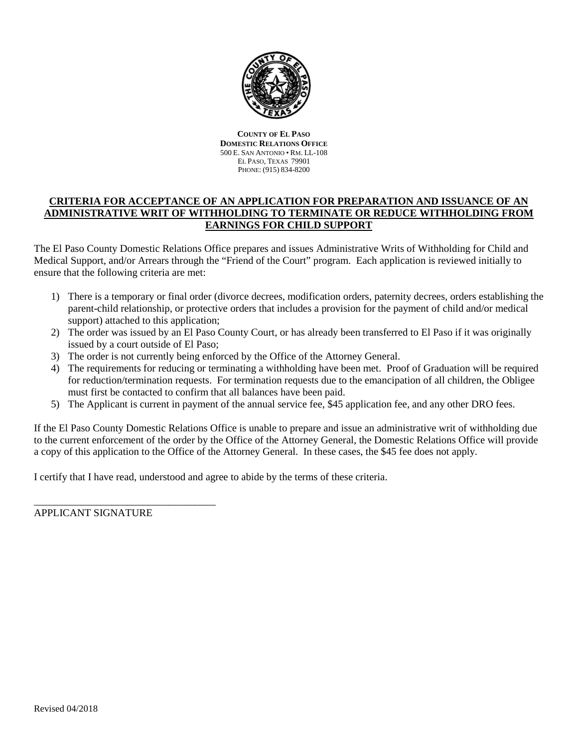**COUNTY OF EL PASO**
**DOMESTIC RELATIONS OFFICE**
500 E. SAN ANTONIO • RM. LL-108
EL PASO, TEXAS 79901
PHONE: (915) 834-8200

## CRITERIA FOR ACCEPTANCE OF AN APPLICATION FOR PREPARATION AND ISSUANCE OF AN ADMINISTRATIVE WRIT OF WITHHOLDING TO TERMINATE OR REDUCE WITHHOLDING FROM EARNINGS FOR CHILD SUPPORT

The El Paso County Domestic Relations Office prepares and issues Administrative Writs of Withholding for Child and Medical Support, and/or Arrears through the "Friend of the Court" program. Each application is reviewed initially to ensure that the following criteria are met:

1) There is a temporary or final order (divorce decrees, modification orders, paternity decrees, orders establishing the parent-child relationship, or protective orders that includes a provision for the payment of child and/or medical support) attached to this application;
2) The order was issued by an El Paso County Court, or has already been transferred to El Paso if it was originally issued by a court outside of El Paso;
3) The order is not currently being enforced by the Office of the Attorney General.
4) The requirements for reducing or terminating a withholding have been met. Proof of Graduation will be required for reduction/termination requests. For termination requests due to the emancipation of all children, the Obligee must first be contacted to confirm that all balances have been paid.
5) The Applicant is current in payment of the annual service fee, $45 application fee, and any other DRO fees.

If the El Paso County Domestic Relations Office is unable to prepare and issue an administrative writ of withholding due to the current enforcement of the order by the Office of the Attorney General, the Domestic Relations Office will provide a copy of this application to the Office of the Attorney General. In these cases, the $45 fee does not apply.

I certify that I have read, understood and agree to abide by the terms of these criteria.

____________________________________
APPLICANT SIGNATURE

Revised 04/2018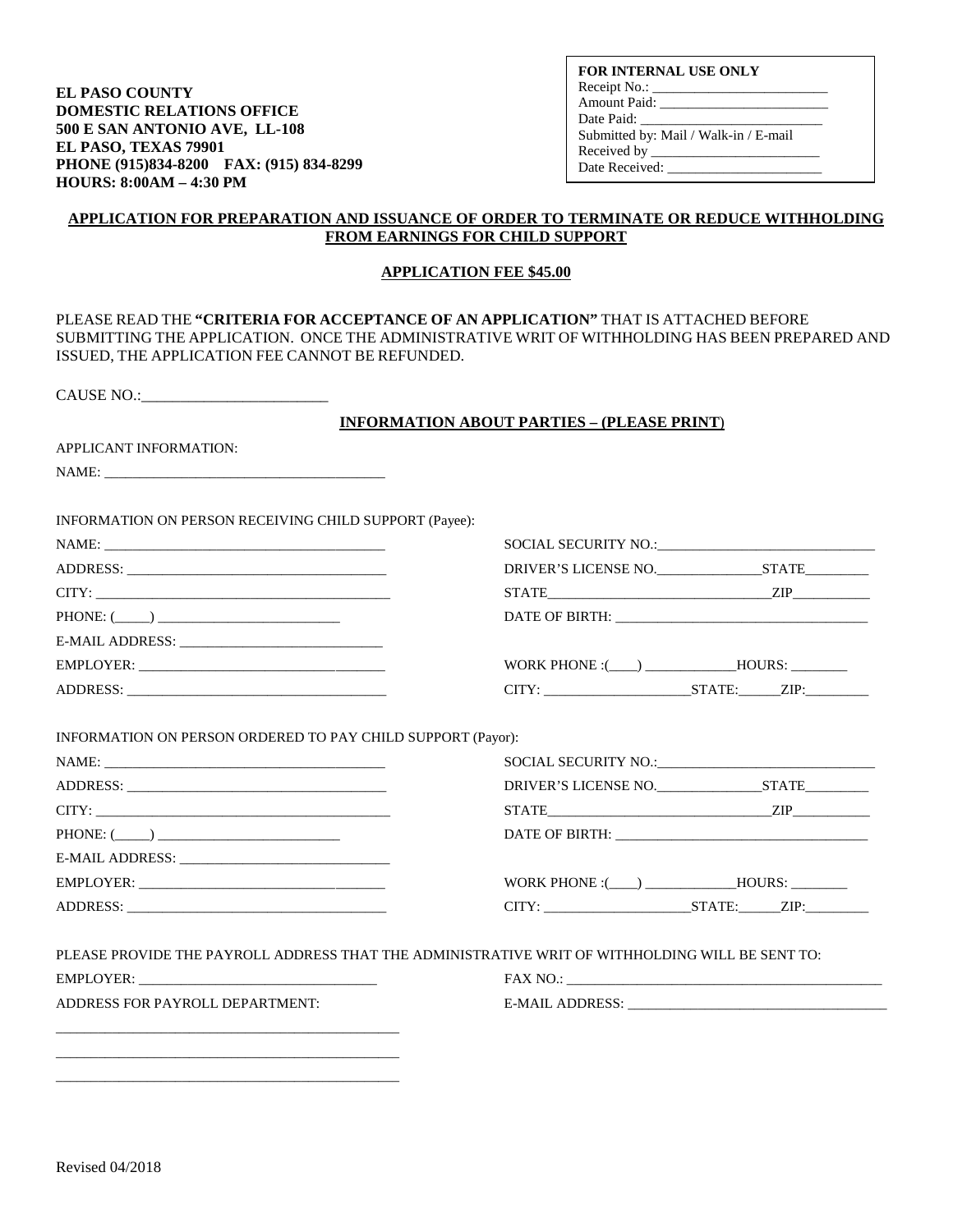**EL PASO COUNTY**
**DOMESTIC RELATIONS OFFICE**
**500 E SAN ANTONIO AVE, LL-108**
**EL PASO, TEXAS 79901**
**PHONE (915)834-8200 FAX: (915) 834-8299**
**HOURS: 8:00AM – 4:30 PM**

**FOR INTERNAL USE ONLY**
Receipt No.: ________________________
Amount Paid: ________________________
Date Paid: __________________________
Submitted by: Mail / Walk-in / E-mail
Received by ________________________
Date Received: ______________________

## APPLICATION FOR PREPARATION AND ISSUANCE OF ORDER TO TERMINATE OR REDUCE WITHHOLDING FROM EARNINGS FOR CHILD SUPPORT

### APPLICATION FEE $45.00

PLEASE READ THE **"CRITERIA FOR ACCEPTANCE OF AN APPLICATION"** THAT IS ATTACHED BEFORE SUBMITTING THE APPLICATION. ONCE THE ADMINISTRATIVE WRIT OF WITHHOLDING HAS BEEN PREPARED AND ISSUED, THE APPLICATION FEE CANNOT BE REFUNDED.

CAUSE NO.:________________________

### INFORMATION ABOUT PARTIES – (PLEASE PRINT)

APPLICANT INFORMATION:

NAME: ________________________________________

INFORMATION ON PERSON RECEIVING CHILD SUPPORT (Payee):

NAME: ________________________________________
ADDRESS: ____________________________________
CITY: ________________________________________
PHONE: (_____) __________________________
E-MAIL ADDRESS: _____________________________
EMPLOYER: __________________________________
ADDRESS: ____________________________________

SOCIAL SECURITY NO.:______________________________
DRIVER'S LICENSE NO.______________STATE_________
STATE________________________________ZIP___________
DATE OF BIRTH: ____________________________________
WORK PHONE :(____) _____________HOURS: ________
CITY: _____________________STATE:______ZIP:_________

INFORMATION ON PERSON ORDERED TO PAY CHILD SUPPORT (Payor):

NAME: ________________________________________
ADDRESS: ____________________________________
CITY: ________________________________________
PHONE: (_____) __________________________
E-MAIL ADDRESS: _____________________________
EMPLOYER: __________________________________
ADDRESS: ____________________________________

SOCIAL SECURITY NO.:______________________________
DRIVER'S LICENSE NO.______________STATE_________
STATE________________________________ZIP___________
DATE OF BIRTH: ____________________________________
WORK PHONE :(____) _____________HOURS: ________
CITY: _____________________STATE:______ZIP:_________

PLEASE PROVIDE THE PAYROLL ADDRESS THAT THE ADMINISTRATIVE WRIT OF WITHHOLDING WILL BE SENT TO:

EMPLOYER: _________________________________
ADDRESS FOR PAYROLL DEPARTMENT:
_________________________________________________
_________________________________________________
_________________________________________________

FAX NO.: _____________________________________________
E-MAIL ADDRESS: _____________________________________

Revised 04/2018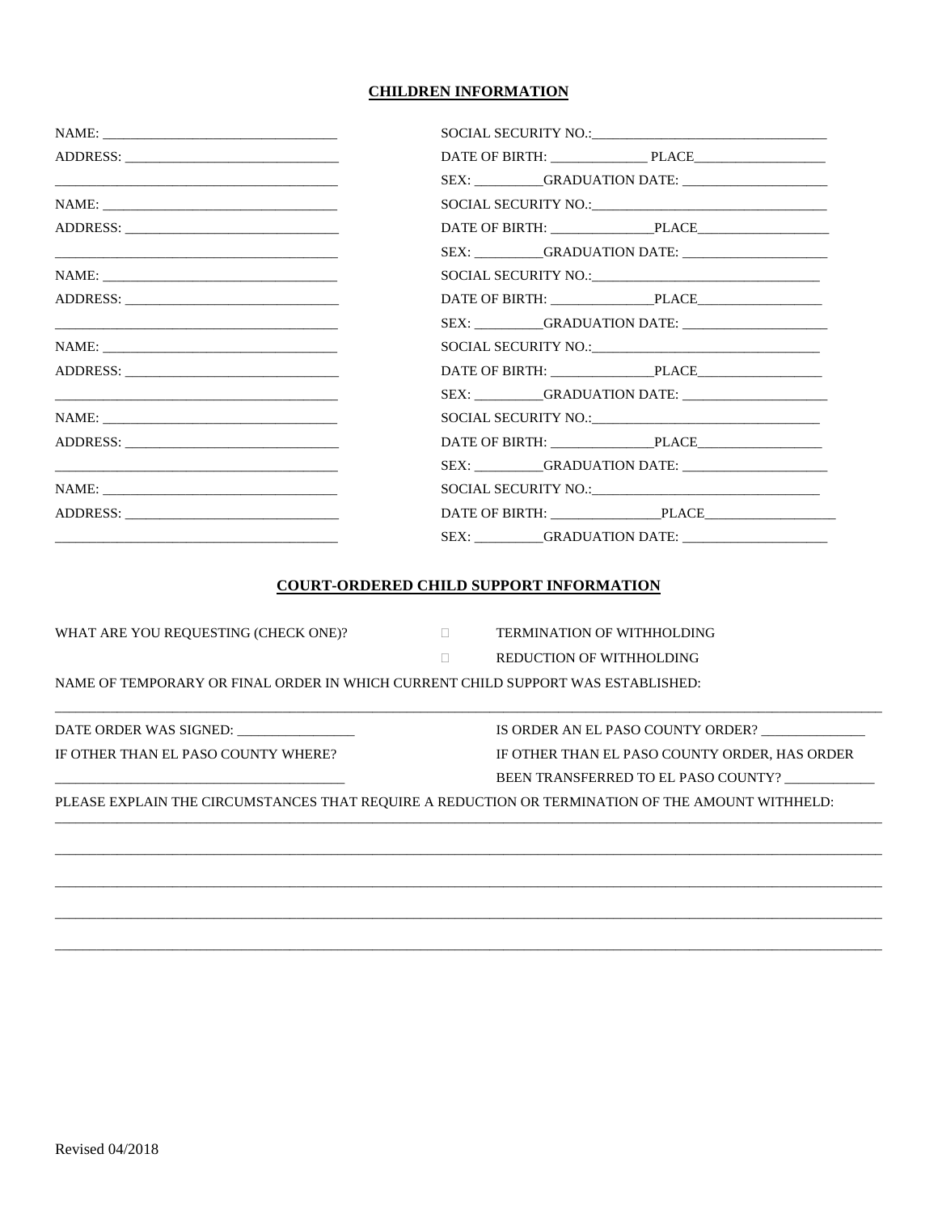## CHILDREN INFORMATION

NAME: ______________________________ SOCIAL SECURITY NO.: ______________________________

ADDRESS: ______________________________ DATE OF BIRTH: ______________ PLACE __________________

______________________________ SEX: __________ GRADUATION DATE: ____________________

NAME: ______________________________ SOCIAL SECURITY NO.: ______________________________

ADDRESS: ______________________________ DATE OF BIRTH: ______________ PLACE __________________

______________________________ SEX: __________ GRADUATION DATE: ____________________

NAME: ______________________________ SOCIAL SECURITY NO.: ______________________________

ADDRESS: ______________________________ DATE OF BIRTH: ______________ PLACE __________________

______________________________ SEX: __________ GRADUATION DATE: ____________________

NAME: ______________________________ SOCIAL SECURITY NO.: ______________________________

ADDRESS: ______________________________ DATE OF BIRTH: ______________ PLACE __________________

______________________________ SEX: __________ GRADUATION DATE: ____________________

NAME: ______________________________ SOCIAL SECURITY NO.: ______________________________

ADDRESS: ______________________________ DATE OF BIRTH: ______________ PLACE __________________

______________________________ SEX: __________ GRADUATION DATE: ____________________

NAME: ______________________________ SOCIAL SECURITY NO.: ______________________________

ADDRESS: ______________________________ DATE OF BIRTH: ______________ PLACE __________________

______________________________ SEX: __________ GRADUATION DATE: ____________________

## COURT-ORDERED CHILD SUPPORT INFORMATION

WHAT ARE YOU REQUESTING (CHECK ONE)?

☐ TERMINATION OF WITHHOLDING

☐ REDUCTION OF WITHHOLDING

NAME OF TEMPORARY OR FINAL ORDER IN WHICH CURRENT CHILD SUPPORT WAS ESTABLISHED:

__________________________________________________________________________________________

DATE ORDER WAS SIGNED: ________________ IS ORDER AN EL PASO COUNTY ORDER? ______________

IF OTHER THAN EL PASO COUNTY WHERE? IF OTHER THAN EL PASO COUNTY ORDER, HAS ORDER

______________________________________ BEEN TRANSFERRED TO EL PASO COUNTY? ____________

PLEASE EXPLAIN THE CIRCUMSTANCES THAT REQUIRE A REDUCTION OR TERMINATION OF THE AMOUNT WITHHELD:

__________________________________________________________________________________________

__________________________________________________________________________________________

__________________________________________________________________________________________

__________________________________________________________________________________________

__________________________________________________________________________________________

Revised 04/2018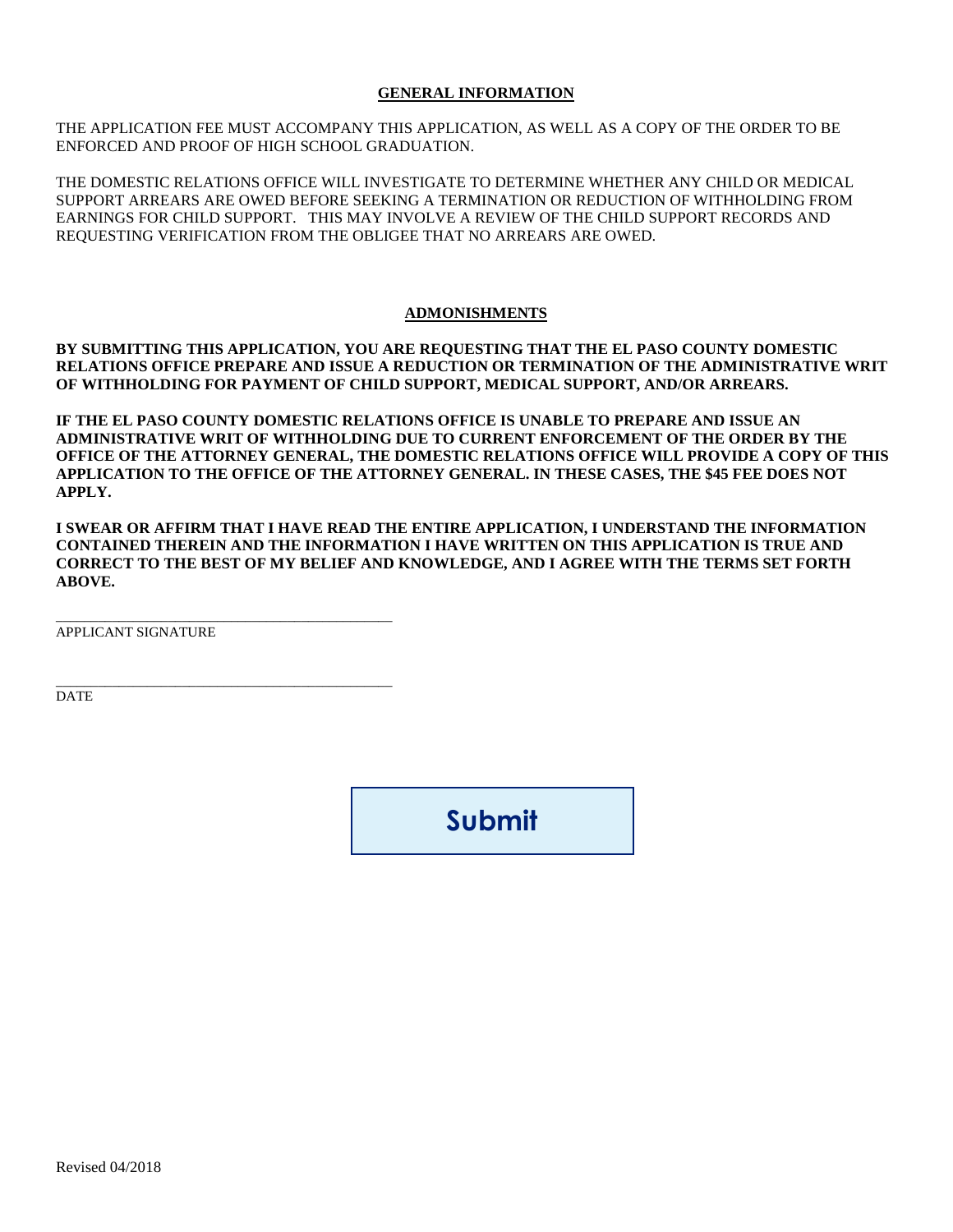## GENERAL INFORMATION

THE APPLICATION FEE MUST ACCOMPANY THIS APPLICATION, AS WELL AS A COPY OF THE ORDER TO BE ENFORCED AND PROOF OF HIGH SCHOOL GRADUATION.

THE DOMESTIC RELATIONS OFFICE WILL INVESTIGATE TO DETERMINE WHETHER ANY CHILD OR MEDICAL SUPPORT ARREARS ARE OWED BEFORE SEEKING A TERMINATION OR REDUCTION OF WITHHOLDING FROM EARNINGS FOR CHILD SUPPORT. THIS MAY INVOLVE A REVIEW OF THE CHILD SUPPORT RECORDS AND REQUESTING VERIFICATION FROM THE OBLIGEE THAT NO ARREARS ARE OWED.

## ADMONISHMENTS

**BY SUBMITTING THIS APPLICATION, YOU ARE REQUESTING THAT THE EL PASO COUNTY DOMESTIC RELATIONS OFFICE PREPARE AND ISSUE A REDUCTION OR TERMINATION OF THE ADMINISTRATIVE WRIT OF WITHHOLDING FOR PAYMENT OF CHILD SUPPORT, MEDICAL SUPPORT, AND/OR ARREARS.**

**IF THE EL PASO COUNTY DOMESTIC RELATIONS OFFICE IS UNABLE TO PREPARE AND ISSUE AN ADMINISTRATIVE WRIT OF WITHHOLDING DUE TO CURRENT ENFORCEMENT OF THE ORDER BY THE OFFICE OF THE ATTORNEY GENERAL, THE DOMESTIC RELATIONS OFFICE WILL PROVIDE A COPY OF THIS APPLICATION TO THE OFFICE OF THE ATTORNEY GENERAL. IN THESE CASES, THE $45 FEE DOES NOT APPLY.**

**I SWEAR OR AFFIRM THAT I HAVE READ THE ENTIRE APPLICATION, I UNDERSTAND THE INFORMATION CONTAINED THEREIN AND THE INFORMATION I HAVE WRITTEN ON THIS APPLICATION IS TRUE AND CORRECT TO THE BEST OF MY BELIEF AND KNOWLEDGE, AND I AGREE WITH THE TERMS SET FORTH ABOVE.**

_______________________________________________
APPLICANT SIGNATURE

_______________________________________________
DATE

Submit

Revised 04/2018